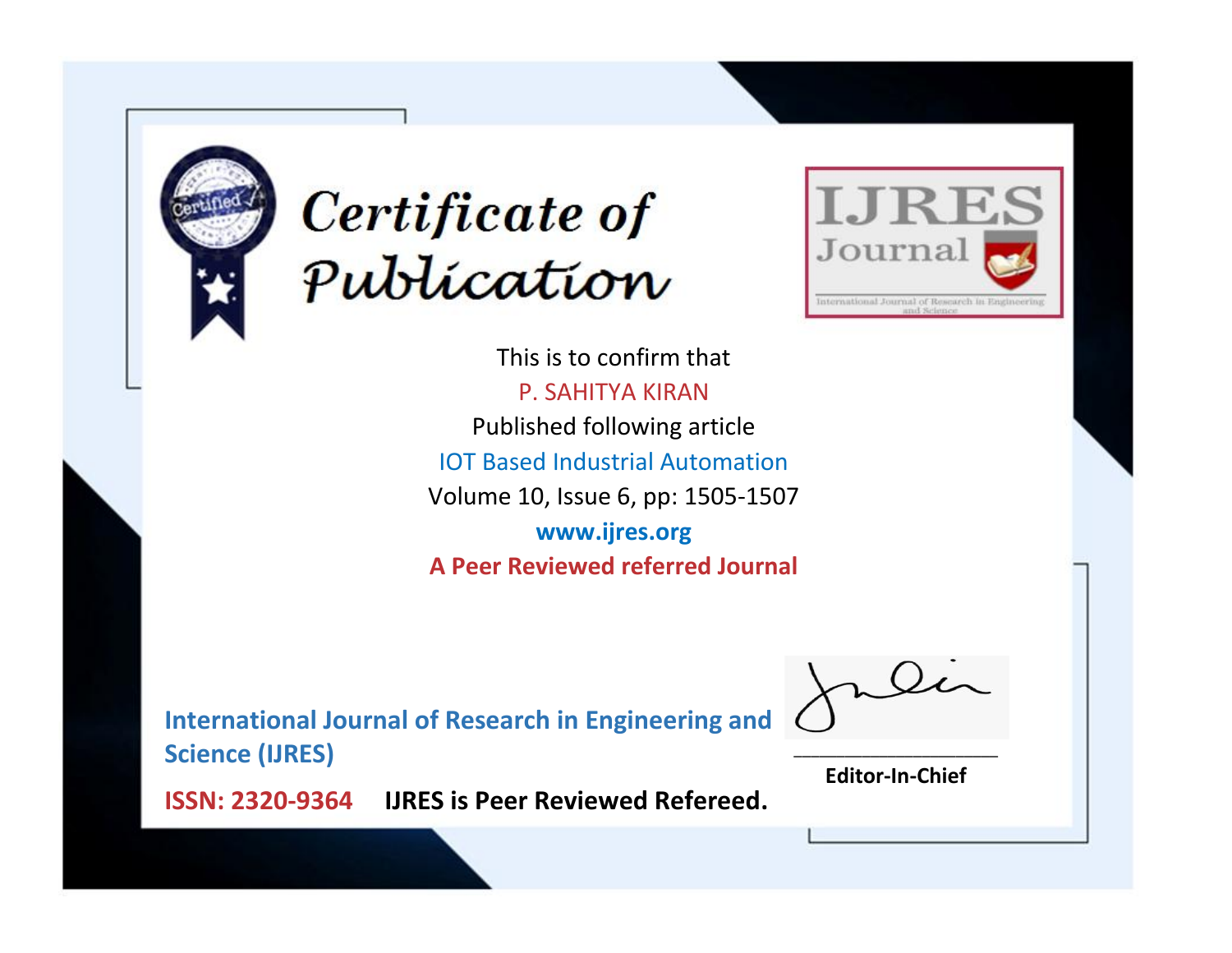# Certificate of Publication

IJRES Journal

International Journal of Research in Engineering and Science

This is to confirm that

P. SAHITYA KIRAN

Published following article

IOT Based Industrial Automation

Volume 10, Issue 6, pp: 1505-1507

**www.ijres.org**

**A Peer Reviewed referred Journal**

**International Journal of Research in Engineering and Science (IJRES)**

**ISSN: 2320-9364** **IJRES is Peer Reviewed Refereed.**

**Editor-In-Chief**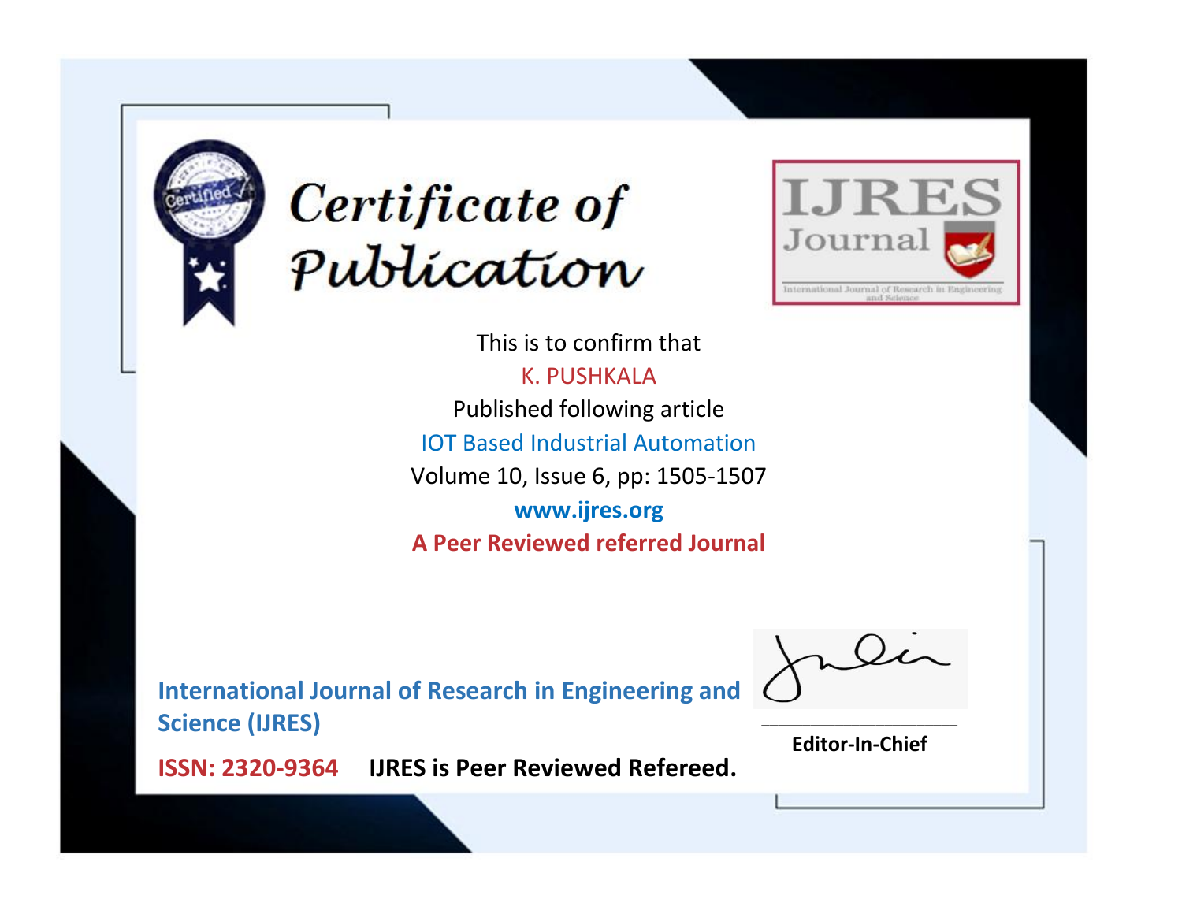# Certificate of Publication

IJRES Journal

International Journal of Research in Engineering and Science

This is to confirm that

K. PUSHKALA

Published following article

IOT Based Industrial Automation

Volume 10, Issue 6, pp: 1505-1507

**www.ijres.org**

**A Peer Reviewed referred Journal**

**International Journal of Research in Engineering and Science (IJRES)**

**ISSN: 2320-9364** **IJRES is Peer Reviewed Refereed.**

**Editor-In-Chief**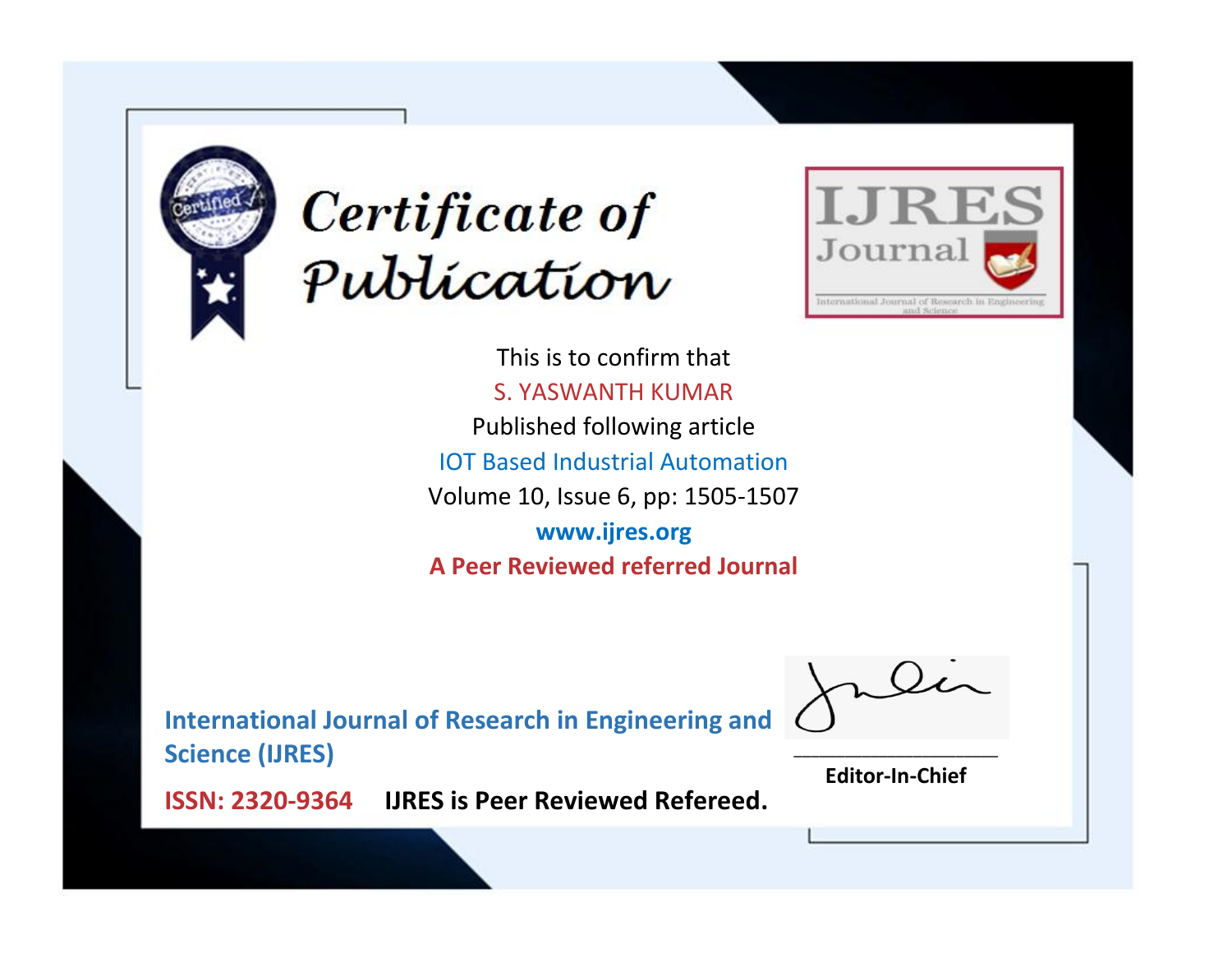# Certificate of Publication

IJRES Journal

International Journal of Research in Engineering and Science

This is to confirm that

S. YASWANTH KUMAR

Published following article

IOT Based Industrial Automation

Volume 10, Issue 6, pp: 1505-1507

**www.ijres.org**

**A Peer Reviewed referred Journal**

**International Journal of Research in Engineering and Science (IJRES)**

**ISSN: 2320-9364** **IJRES is Peer Reviewed Refereed.**

**Editor-In-Chief**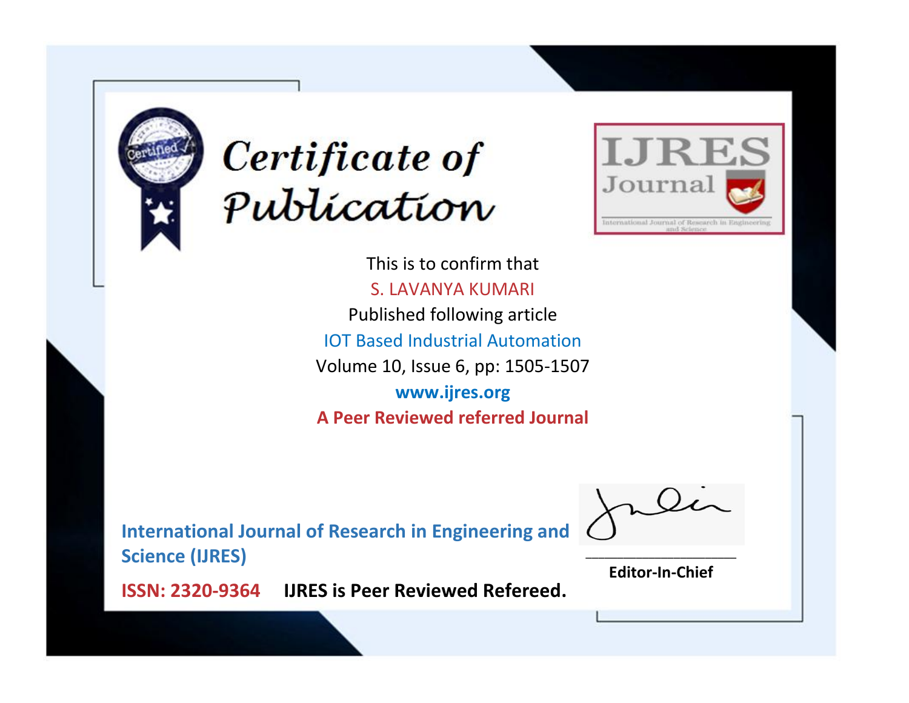# Certificate of Publication

This is to confirm that

S. LAVANYA KUMARI

Published following article

IOT Based Industrial Automation

Volume 10, Issue 6, pp: 1505-1507

**www.ijres.org**

**A Peer Reviewed referred Journal**

IJRES Journal

International Journal of Research in Engineering and Science

**International Journal of Research in Engineering and Science (IJRES)**

**ISSN: 2320-9364** **IJRES is Peer Reviewed Refereed.**

**Editor-In-Chief**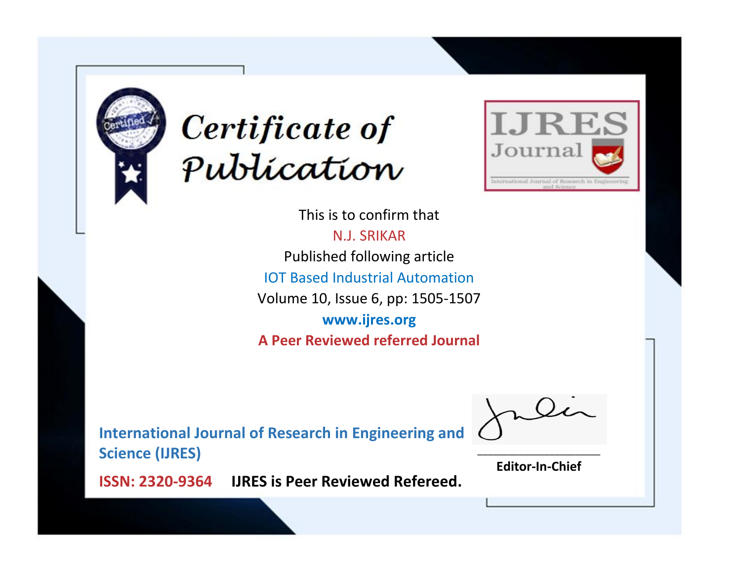# Certificate of Publication

IJRES Journal

International Journal of Research in Engineering and Science

This is to confirm that

N.J. SRIKAR

Published following article

IOT Based Industrial Automation

Volume 10, Issue 6, pp: 1505-1507

**www.ijres.org**

**A Peer Reviewed referred Journal**

**International Journal of Research in Engineering and Science (IJRES)**

**ISSN: 2320-9364** **IJRES is Peer Reviewed Refereed.**

**Editor-In-Chief**